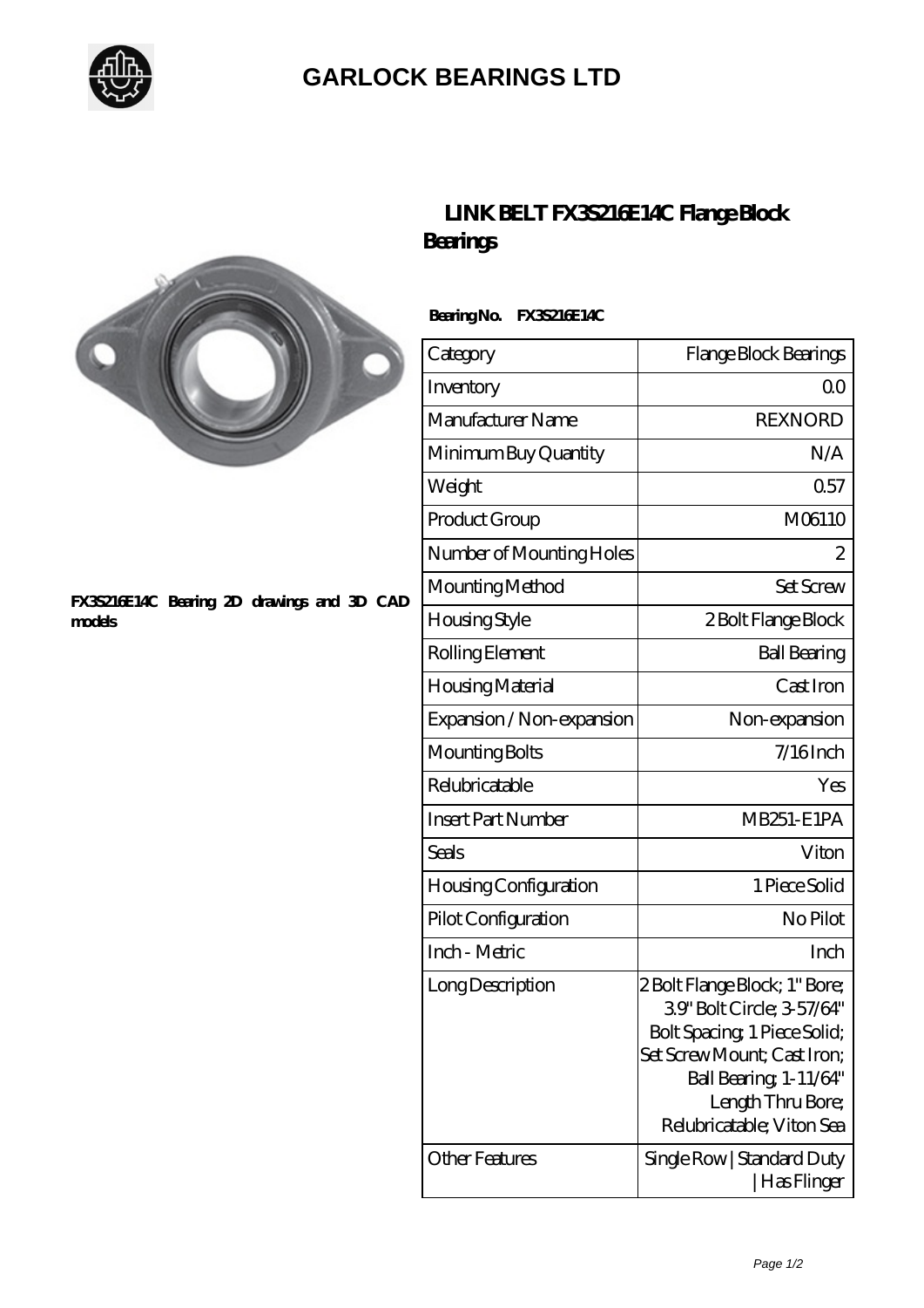# GARLOCK BEARINGS LTD

## LINK BELT FX3S216E14C Flange Block Bearings

FX3S216E14C Bearing 2D drawings and 3D CAD models

**Bearing No. FX3S216E14C**

| Category | Flange Block Bearings |
|---|---|
| Inventory | 0.0 |
| Manufacturer Name | REXNORD |
| Minimum Buy Quantity | N/A |
| Weight | 0.57 |
| Product Group | M06110 |
| Number of Mounting Holes | 2 |
| Mounting Method | Set Screw |
| Housing Style | 2 Bolt Flange Block |
| Rolling Element | Ball Bearing |
| Housing Material | Cast Iron |
| Expansion / Non-expansion | Non-expansion |
| Mounting Bolts | 7/16 Inch |
| Relubricatable | Yes |
| Insert Part Number | MB251-E1PA |
| Seals | Viton |
| Housing Configuration | 1 Piece Solid |
| Pilot Configuration | No Pilot |
| Inch - Metric | Inch |
| Long Description | 2 Bolt Flange Block; 1" Bore; 3.9" Bolt Circle; 3-57/64" Bolt Spacing; 1 Piece Solid; Set Screw Mount; Cast Iron; Ball Bearing; 1-11/64" Length Thru Bore; Relubricatable; Viton Sea |
| Other Features | Single Row \| Standard Duty \| Has Flinger |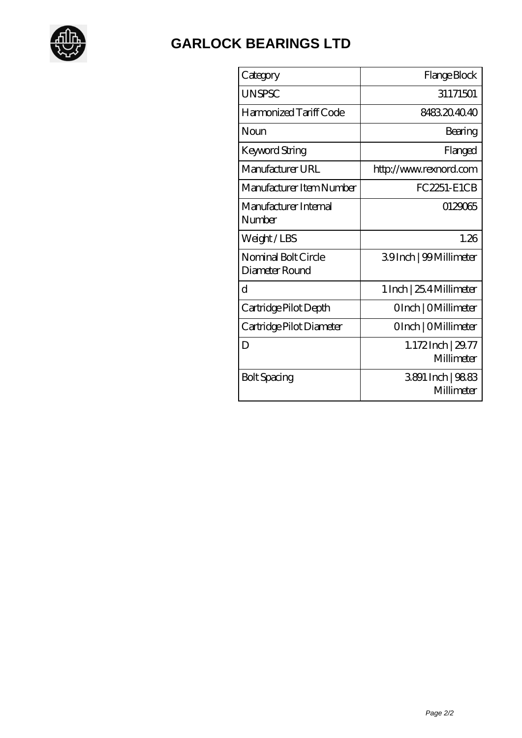# GARLOCK BEARINGS LTD

| | |
|---|---|
| Category | Flange Block |
| UNSPSC | 31171501 |
| Harmonized Tariff Code | 8483.20.40.40 |
| Noun | Bearing |
| Keyword String | Flanged |
| Manufacturer URL | http://www.rexnord.com |
| Manufacturer Item Number | FC2251-E1CB |
| Manufacturer Internal Number | 0129065 |
| Weight / LBS | 1.26 |
| Nominal Bolt Circle Diameter Round | 3.9 Inch \| 99 Millimeter |
| d | 1 Inch \| 25.4 Millimeter |
| Cartridge Pilot Depth | 0 Inch \| 0 Millimeter |
| Cartridge Pilot Diameter | 0 Inch \| 0 Millimeter |
| D | 1.172 Inch \| 29.77 Millimeter |
| Bolt Spacing | 3.891 Inch \| 98.83 Millimeter |